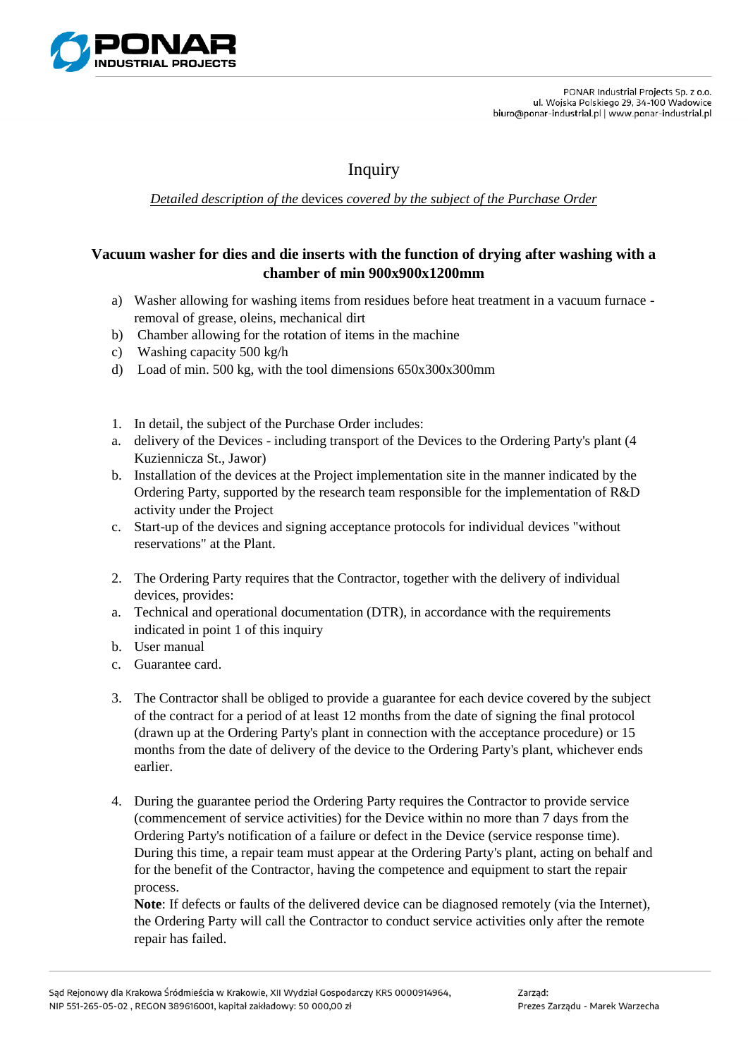PONAR Industrial Projects Sp. z o.o.
ul. Wojska Polskiego 29, 34-100 Wadowice
biuro@ponar-industrial.pl | www.ponar-industrial.pl

# Inquiry

*Detailed description of the* devices *covered by the subject of the Purchase Order*

## Vacuum washer for dies and die inserts with the function of drying after washing with a chamber of min 900x900x1200mm

a) Washer allowing for washing items from residues before heat treatment in a vacuum furnace - removal of grease, oleins, mechanical dirt
b) Chamber allowing for the rotation of items in the machine
c) Washing capacity 500 kg/h
d) Load of min. 500 kg, with the tool dimensions 650x300x300mm

1. In detail, the subject of the Purchase Order includes:
   a. delivery of the Devices - including transport of the Devices to the Ordering Party's plant (4 Kuziennicza St., Jawor)
   b. Installation of the devices at the Project implementation site in the manner indicated by the Ordering Party, supported by the research team responsible for the implementation of R&D activity under the Project
   c. Start-up of the devices and signing acceptance protocols for individual devices "without reservations" at the Plant.

2. The Ordering Party requires that the Contractor, together with the delivery of individual devices, provides:
   a. Technical and operational documentation (DTR), in accordance with the requirements indicated in point 1 of this inquiry
   b. User manual
   c. Guarantee card.

3. The Contractor shall be obliged to provide a guarantee for each device covered by the subject of the contract for a period of at least 12 months from the date of signing the final protocol (drawn up at the Ordering Party's plant in connection with the acceptance procedure) or 15 months from the date of delivery of the device to the Ordering Party's plant, whichever ends earlier.

4. During the guarantee period the Ordering Party requires the Contractor to provide service (commencement of service activities) for the Device within no more than 7 days from the Ordering Party's notification of a failure or defect in the Device (service response time). During this time, a repair team must appear at the Ordering Party's plant, acting on behalf and for the benefit of the Contractor, having the competence and equipment to start the repair process.
   **Note**: If defects or faults of the delivered device can be diagnosed remotely (via the Internet), the Ordering Party will call the Contractor to conduct service activities only after the remote repair has failed.

Sąd Rejonowy dla Krakowa Śródmieścia w Krakowie, XII Wydział Gospodarczy KRS 0000914964, NIP 551-265-05-02 , REGON 389616001, kapitał zakładowy: 50 000,00 zł

Zarząd:
Prezes Zarządu - Marek Warzecha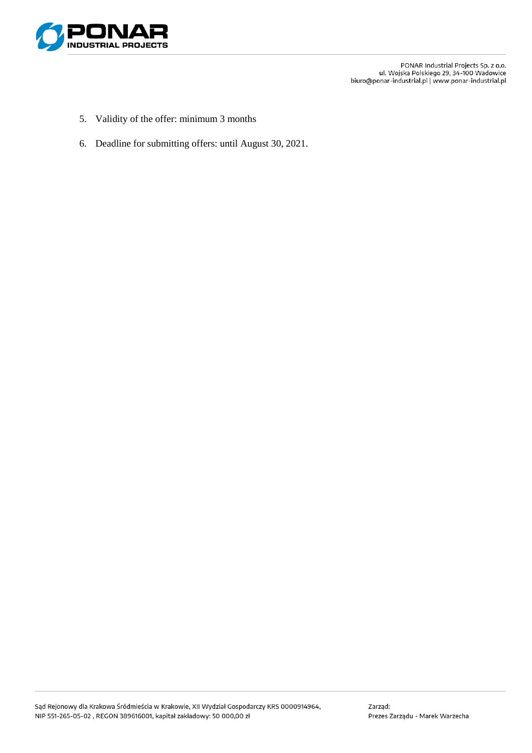5. Validity of the offer: minimum 3 months
6. Deadline for submitting offers: until August 30, 2021.